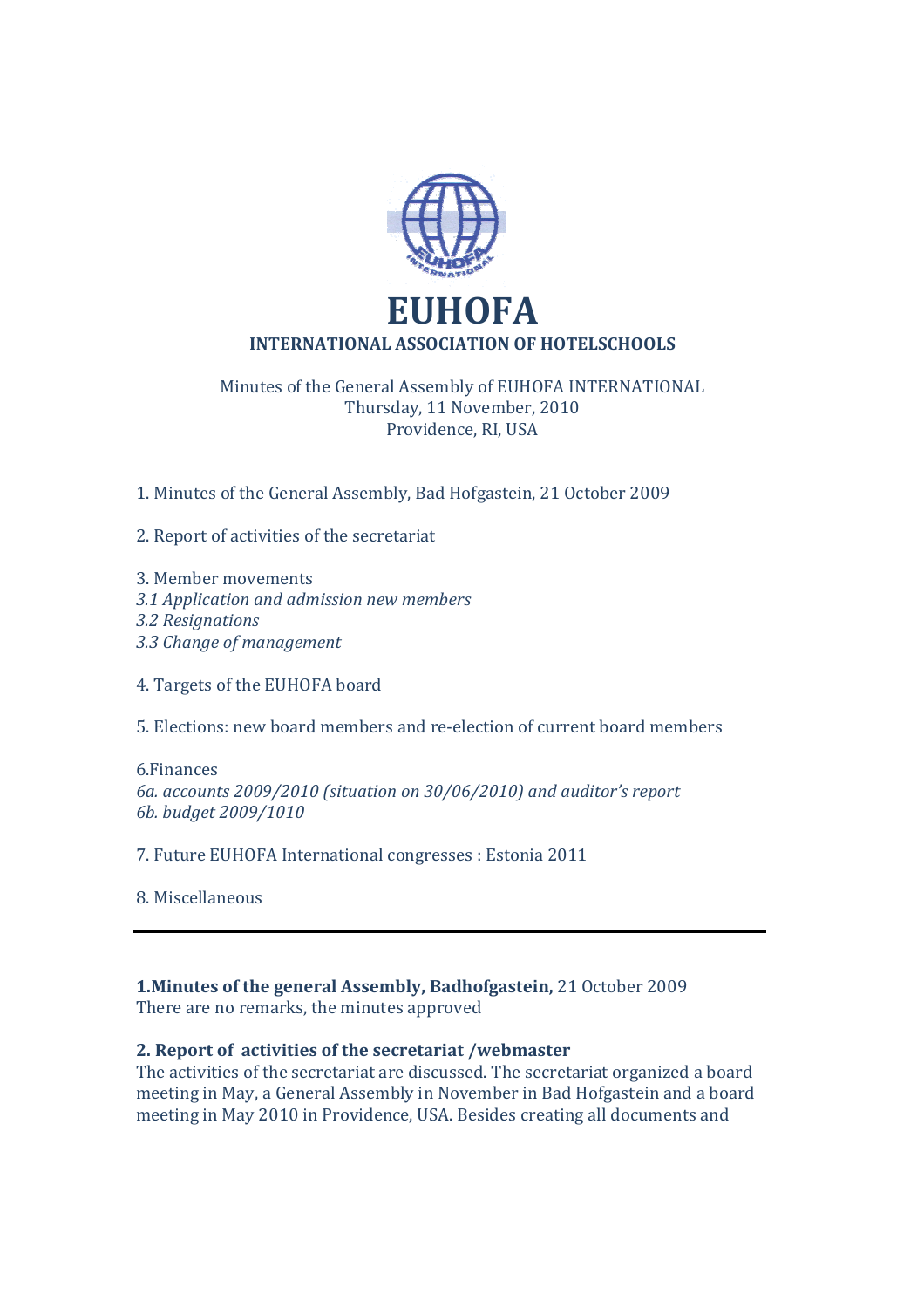# EUHOFA

**INTERNATIONAL ASSOCIATION OF HOTELSCHOOLS**

Minutes of the General Assembly of EUHOFA INTERNATIONAL
Thursday, 11 November, 2010
Providence, RI, USA

1. Minutes of the General Assembly, Bad Hofgastein, 21 October 2009

2. Report of activities of the secretariat

3. Member movements
*3.1 Application and admission new members*
*3.2 Resignations*
*3.3 Change of management*

4. Targets of the EUHOFA board

5. Elections: new board members and re-election of current board members

6.Finances
*6a. accounts 2009/2010 (situation on 30/06/2010) and auditor's report*
*6b. budget 2009/1010*

7. Future EUHOFA International congresses : Estonia 2011

8. Miscellaneous

---

**1.Minutes of the general Assembly, Badhofgastein,** 21 October 2009
There are no remarks, the minutes approved

**2. Report of activities of the secretariat /webmaster**
The activities of the secretariat are discussed. The secretariat organized a board meeting in May, a General Assembly in November in Bad Hofgastein and a board meeting in May 2010 in Providence, USA. Besides creating all documents and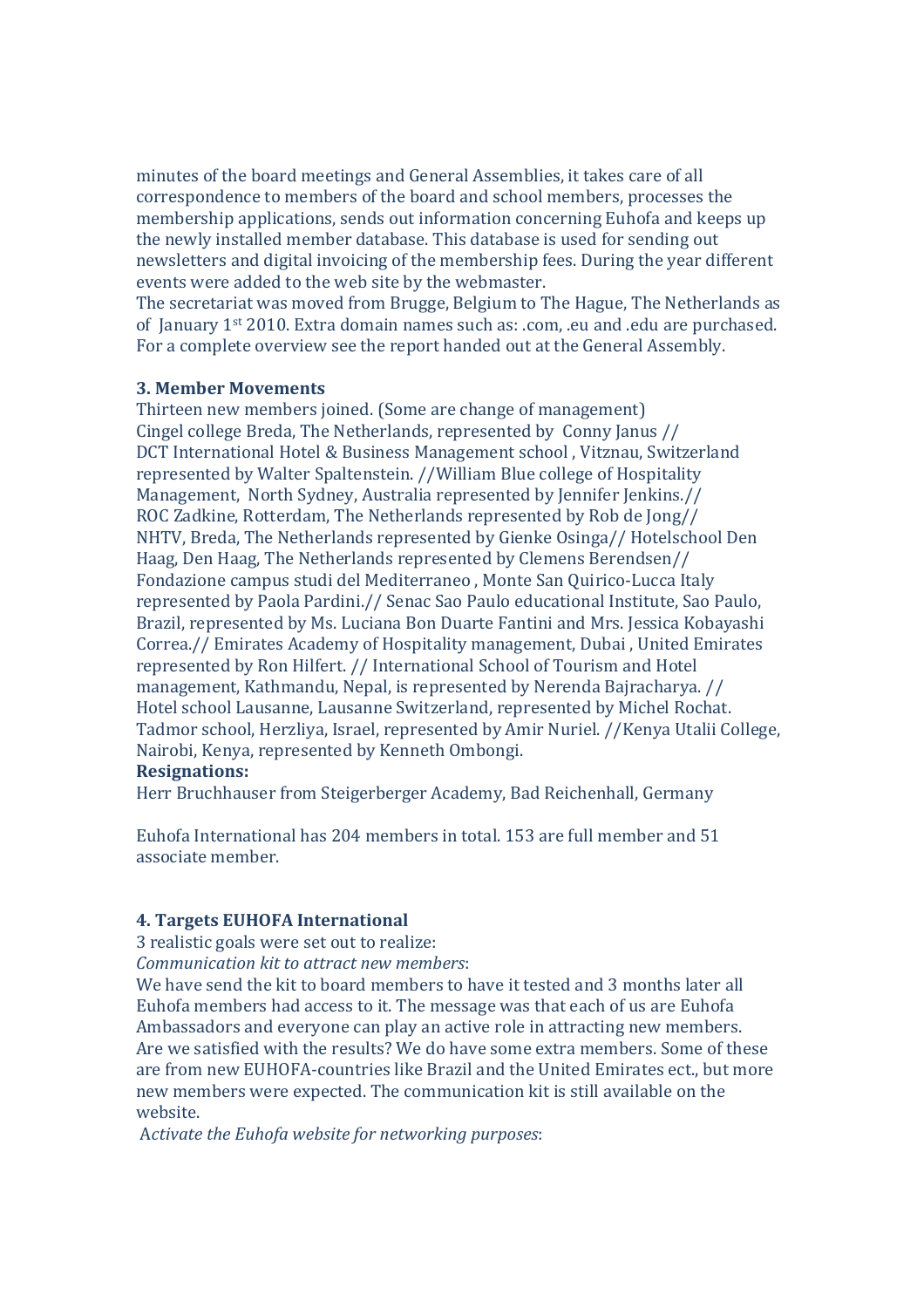minutes of the board meetings and General Assemblies, it takes care of all correspondence to members of the board and school members, processes the membership applications, sends out information concerning Euhofa and keeps up the newly installed member database. This database is used for sending out newsletters and digital invoicing of the membership fees. During the year different events were added to the web site by the webmaster.
The secretariat was moved from Brugge, Belgium to The Hague, The Netherlands as of January 1st 2010. Extra domain names such as: .com, .eu and .edu are purchased. For a complete overview see the report handed out at the General Assembly.

### 3. Member Movements

Thirteen new members joined. (Some are change of management)
Cingel college Breda, The Netherlands, represented by Conny Janus // DCT International Hotel & Business Management school , Vitznau, Switzerland represented by Walter Spaltenstein. //William Blue college of Hospitality Management, North Sydney, Australia represented by Jennifer Jenkins.// ROC Zadkine, Rotterdam, The Netherlands represented by Rob de Jong// NHTV, Breda, The Netherlands represented by Gienke Osinga// Hotelschool Den Haag, Den Haag, The Netherlands represented by Clemens Berendsen// Fondazione campus studi del Mediterraneo , Monte San Quirico-Lucca Italy represented by Paola Pardini.// Senac Sao Paulo educational Institute, Sao Paulo, Brazil, represented by Ms. Luciana Bon Duarte Fantini and Mrs. Jessica Kobayashi Correa.// Emirates Academy of Hospitality management, Dubai , United Emirates represented by Ron Hilfert. // International School of Tourism and Hotel management, Kathmandu, Nepal, is represented by Nerenda Bajracharya. // Hotel school Lausanne, Lausanne Switzerland, represented by Michel Rochat. Tadmor school, Herzliya, Israel, represented by Amir Nuriel. //Kenya Utalii College, Nairobi, Kenya, represented by Kenneth Ombongi.

**Resignations:**

Herr Bruchhauser from Steigerberger Academy, Bad Reichenhall, Germany

Euhofa International has 204 members in total. 153 are full member and 51 associate member.

### 4. Targets EUHOFA International

3 realistic goals were set out to realize:

*Communication kit to attract new members*:

We have send the kit to board members to have it tested and 3 months later all Euhofa members had access to it. The message was that each of us are Euhofa Ambassadors and everyone can play an active role in attracting new members. Are we satisfied with the results? We do have some extra members. Some of these are from new EUHOFA-countries like Brazil and the United Emirates ect., but more new members were expected. The communication kit is still available on the website.

*Activate the Euhofa website for networking purposes*: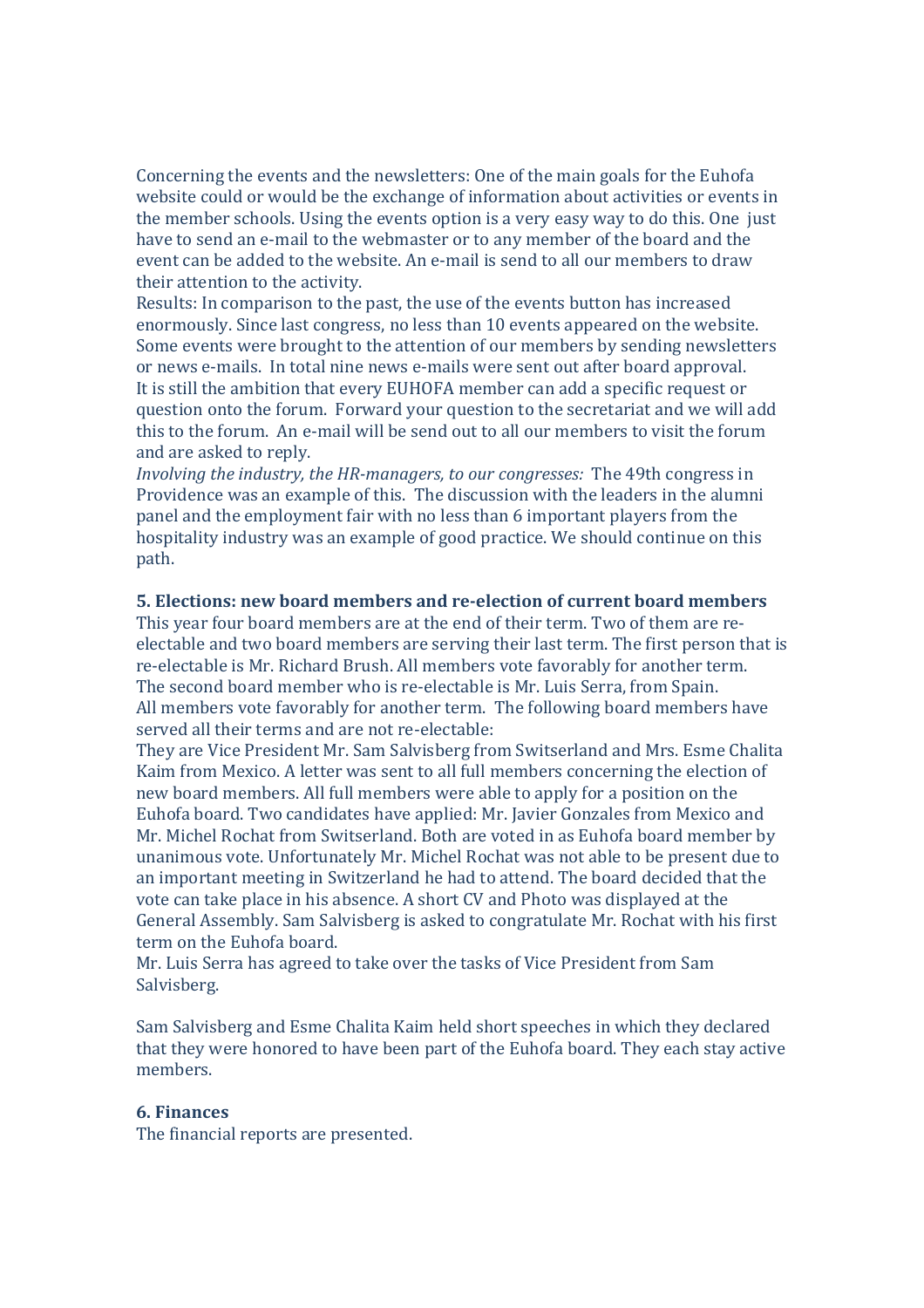Concerning the events and the newsletters: One of the main goals for the Euhofa website could or would be the exchange of information about activities or events in the member schools. Using the events option is a very easy way to do this. One just have to send an e-mail to the webmaster or to any member of the board and the event can be added to the website. An e-mail is send to all our members to draw their attention to the activity.

Results: In comparison to the past, the use of the events button has increased enormously. Since last congress, no less than 10 events appeared on the website. Some events were brought to the attention of our members by sending newsletters or news e-mails. In total nine news e-mails were sent out after board approval.

It is still the ambition that every EUHOFA member can add a specific request or question onto the forum. Forward your question to the secretariat and we will add this to the forum. An e-mail will be send out to all our members to visit the forum and are asked to reply.

*Involving the industry, the HR-managers, to our congresses:* The 49th congress in Providence was an example of this. The discussion with the leaders in the alumni panel and the employment fair with no less than 6 important players from the hospitality industry was an example of good practice. We should continue on this path.

**5. Elections: new board members and re-election of current board members**

This year four board members are at the end of their term. Two of them are re-electable and two board members are serving their last term. The first person that is re-electable is Mr. Richard Brush. All members vote favorably for another term. The second board member who is re-electable is Mr. Luis Serra, from Spain. All members vote favorably for another term. The following board members have served all their terms and are not re-electable:

They are Vice President Mr. Sam Salvisberg from Switserland and Mrs. Esme Chalita Kaim from Mexico. A letter was sent to all full members concerning the election of new board members. All full members were able to apply for a position on the Euhofa board. Two candidates have applied: Mr. Javier Gonzales from Mexico and Mr. Michel Rochat from Switserland. Both are voted in as Euhofa board member by unanimous vote. Unfortunately Mr. Michel Rochat was not able to be present due to an important meeting in Switzerland he had to attend. The board decided that the vote can take place in his absence. A short CV and Photo was displayed at the General Assembly. Sam Salvisberg is asked to congratulate Mr. Rochat with his first term on the Euhofa board.

Mr. Luis Serra has agreed to take over the tasks of Vice President from Sam Salvisberg.

Sam Salvisberg and Esme Chalita Kaim held short speeches in which they declared that they were honored to have been part of the Euhofa board. They each stay active members.

**6. Finances**

The financial reports are presented.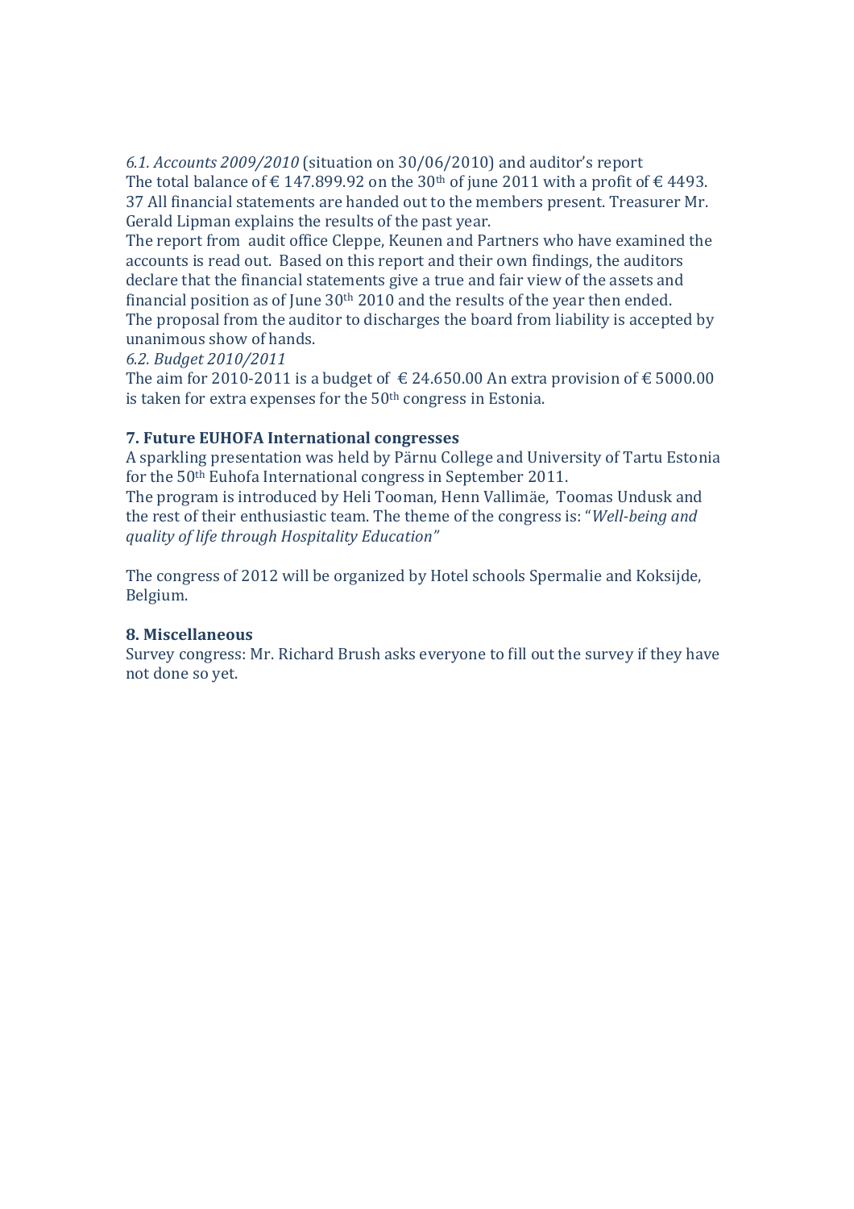*6.1. Accounts 2009/2010* (situation on 30/06/2010) and auditor's report
The total balance of € 147.899.92 on the 30th of june 2011 with a profit of € 4493. 37 All financial statements are handed out to the members present. Treasurer Mr. Gerald Lipman explains the results of the past year.
The report from audit office Cleppe, Keunen and Partners who have examined the accounts is read out. Based on this report and their own findings, the auditors declare that the financial statements give a true and fair view of the assets and financial position as of June 30th 2010 and the results of the year then ended.
The proposal from the auditor to discharges the board from liability is accepted by unanimous show of hands.

*6.2. Budget 2010/2011*
The aim for 2010-2011 is a budget of € 24.650.00 An extra provision of € 5000.00 is taken for extra expenses for the 50th congress in Estonia.

**7. Future EUHOFA International congresses**
A sparkling presentation was held by Pärnu College and University of Tartu Estonia for the 50th Euhofa International congress in September 2011.
The program is introduced by Heli Tooman, Henn Vallimäe, Toomas Undusk and the rest of their enthusiastic team. The theme of the congress is: "*Well-being and quality of life through Hospitality Education"*

The congress of 2012 will be organized by Hotel schools Spermalie and Koksijde, Belgium.

**8. Miscellaneous**
Survey congress: Mr. Richard Brush asks everyone to fill out the survey if they have not done so yet.